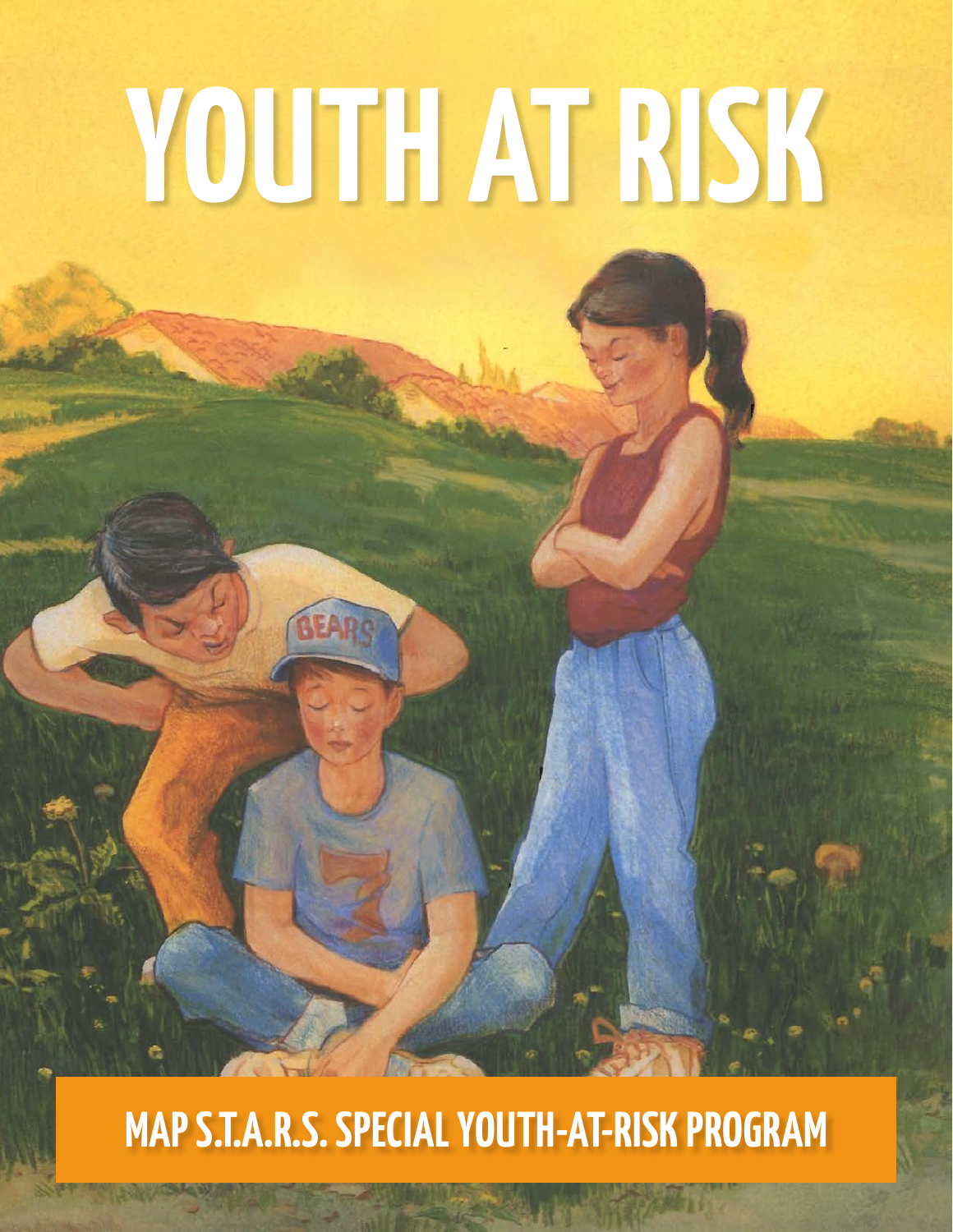# YOUTH AT RISK

**MAP S.T.A.R.S. SPECIAL YOUTH-AT-RISK PROGRAM**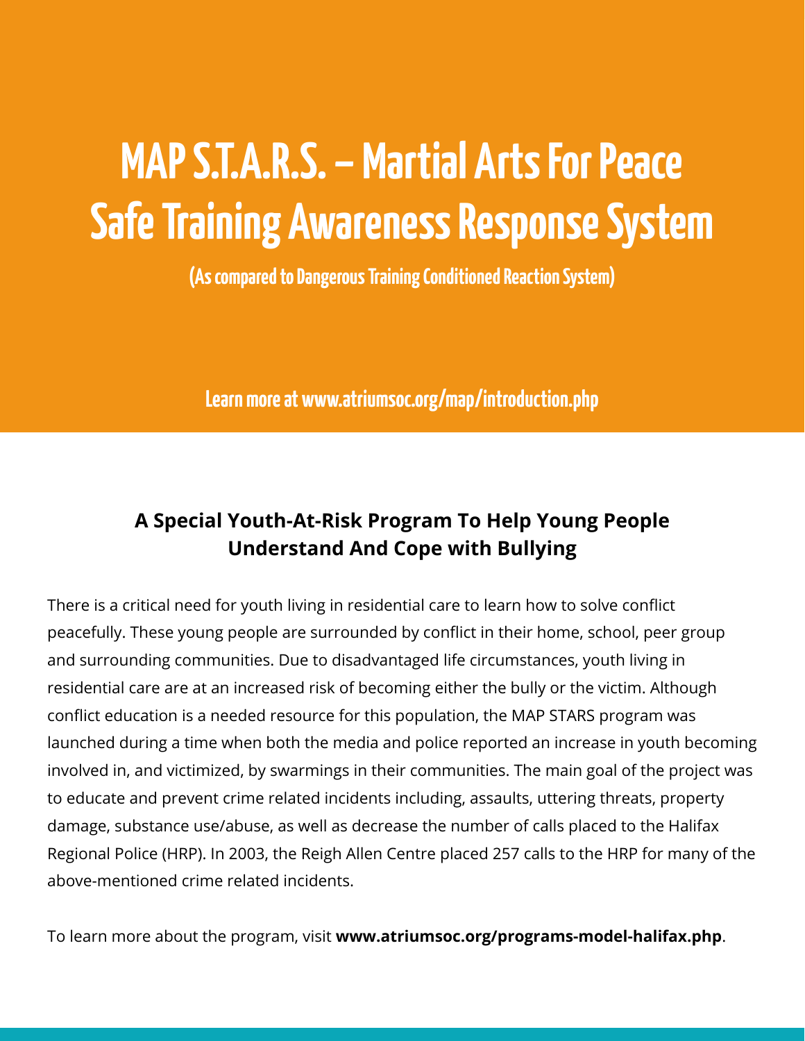# MAP S.T.A.R.S. – Martial Arts For Peace Safe Training Awareness Response System

(As compared to Dangerous Training Conditioned Reaction System)

Learn more at www.atriumsoc.org/map/introduction.php

## A Special Youth-At-Risk Program To Help Young People Understand And Cope with Bullying

There is a critical need for youth living in residential care to learn how to solve conflict peacefully. These young people are surrounded by conflict in their home, school, peer group and surrounding communities. Due to disadvantaged life circumstances, youth living in residential care are at an increased risk of becoming either the bully or the victim. Although conflict education is a needed resource for this population, the MAP STARS program was launched during a time when both the media and police reported an increase in youth becoming involved in, and victimized, by swarmings in their communities. The main goal of the project was to educate and prevent crime related incidents including, assaults, uttering threats, property damage, substance use/abuse, as well as decrease the number of calls placed to the Halifax Regional Police (HRP). In 2003, the Reigh Allen Centre placed 257 calls to the HRP for many of the above-mentioned crime related incidents.

To learn more about the program, visit **www.atriumsoc.org/programs-model-halifax.php**.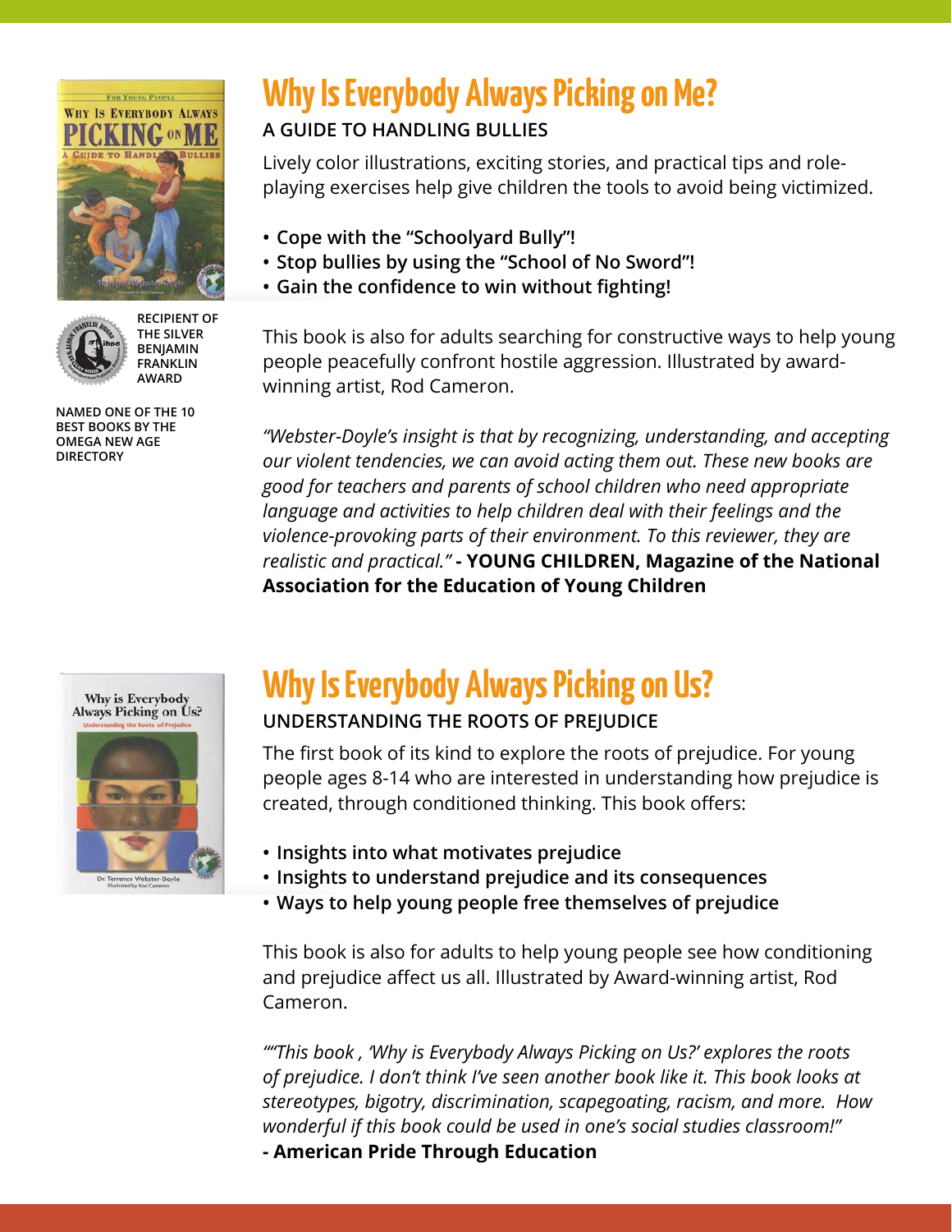RECIPIENT OF THE SILVER BENJAMIN FRANKLIN AWARD

NAMED ONE OF THE 10 BEST BOOKS BY THE OMEGA NEW AGE DIRECTORY

## Why Is Everybody Always Picking on Me?

### A GUIDE TO HANDLING BULLIES

Lively color illustrations, exciting stories, and practical tips and role-playing exercises help give children the tools to avoid being victimized.

- **Cope with the "Schoolyard Bully"!**
- **Stop bullies by using the "School of No Sword"!**
- **Gain the confidence to win without fighting!**

This book is also for adults searching for constructive ways to help young people peacefully confront hostile aggression. Illustrated by award-winning artist, Rod Cameron.

*"Webster-Doyle's insight is that by recognizing, understanding, and accepting our violent tendencies, we can avoid acting them out. These new books are good for teachers and parents of school children who need appropriate language and activities to help children deal with their feelings and the violence-provoking parts of their environment. To this reviewer, they are realistic and practical."* **- YOUNG CHILDREN, Magazine of the National Association for the Education of Young Children**

## Why Is Everybody Always Picking on Us?

### UNDERSTANDING THE ROOTS OF PREJUDICE

The first book of its kind to explore the roots of prejudice. For young people ages 8-14 who are interested in understanding how prejudice is created, through conditioned thinking. This book offers:

- **Insights into what motivates prejudice**
- **Insights to understand prejudice and its consequences**
- **Ways to help young people free themselves of prejudice**

This book is also for adults to help young people see how conditioning and prejudice affect us all. Illustrated by Award-winning artist, Rod Cameron.

*""This book , 'Why is Everybody Always Picking on Us?' explores the roots of prejudice. I don't think I've seen another book like it. This book looks at stereotypes, bigotry, discrimination, scapegoating, racism, and more. How wonderful if this book could be used in one's social studies classroom!"*
**- American Pride Through Education**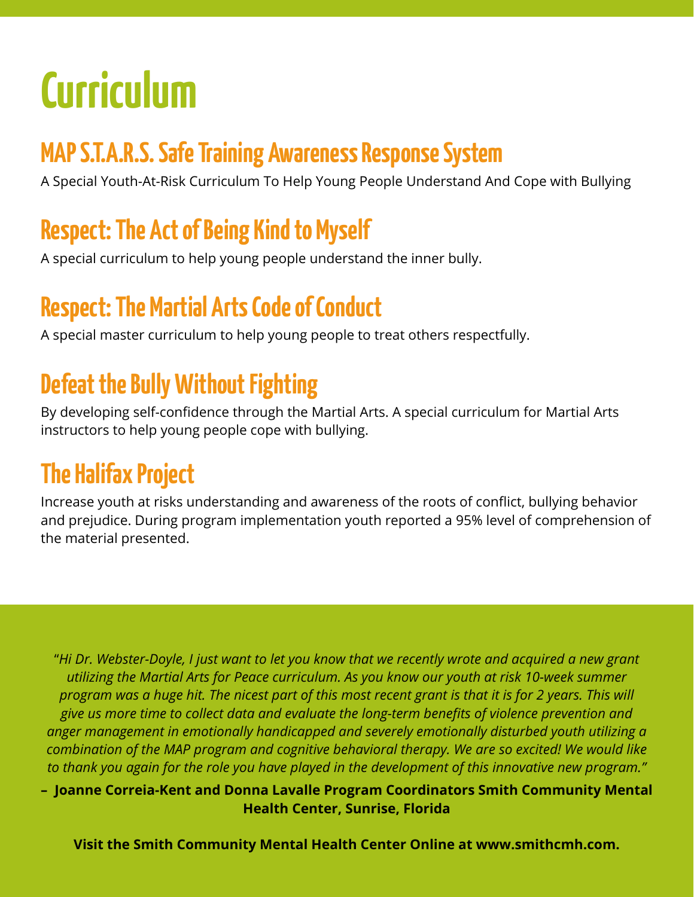# Curriculum

## MAP S.T.A.R.S. Safe Training Awareness Response System

A Special Youth-At-Risk Curriculum To Help Young People Understand And Cope with Bullying

## Respect: The Act of Being Kind to Myself

A special curriculum to help young people understand the inner bully.

## Respect: The Martial Arts Code of Conduct

A special master curriculum to help young people to treat others respectfully.

## Defeat the Bully Without Fighting

By developing self-confidence through the Martial Arts. A special curriculum for Martial Arts instructors to help young people cope with bullying.

## The Halifax Project

Increase youth at risks understanding and awareness of the roots of conflict, bullying behavior and prejudice. During program implementation youth reported a 95% level of comprehension of the material presented.

*"Hi Dr. Webster-Doyle, I just want to let you know that we recently wrote and acquired a new grant utilizing the Martial Arts for Peace curriculum. As you know our youth at risk 10-week summer program was a huge hit. The nicest part of this most recent grant is that it is for 2 years. This will give us more time to collect data and evaluate the long-term benefits of violence prevention and anger management in emotionally handicapped and severely emotionally disturbed youth utilizing a combination of the MAP program and cognitive behavioral therapy. We are so excited! We would like to thank you again for the role you have played in the development of this innovative new program."*

**– Joanne Correia-Kent and Donna Lavalle Program Coordinators Smith Community Mental Health Center, Sunrise, Florida**

**Visit the Smith Community Mental Health Center Online at www.smithcmh.com.**